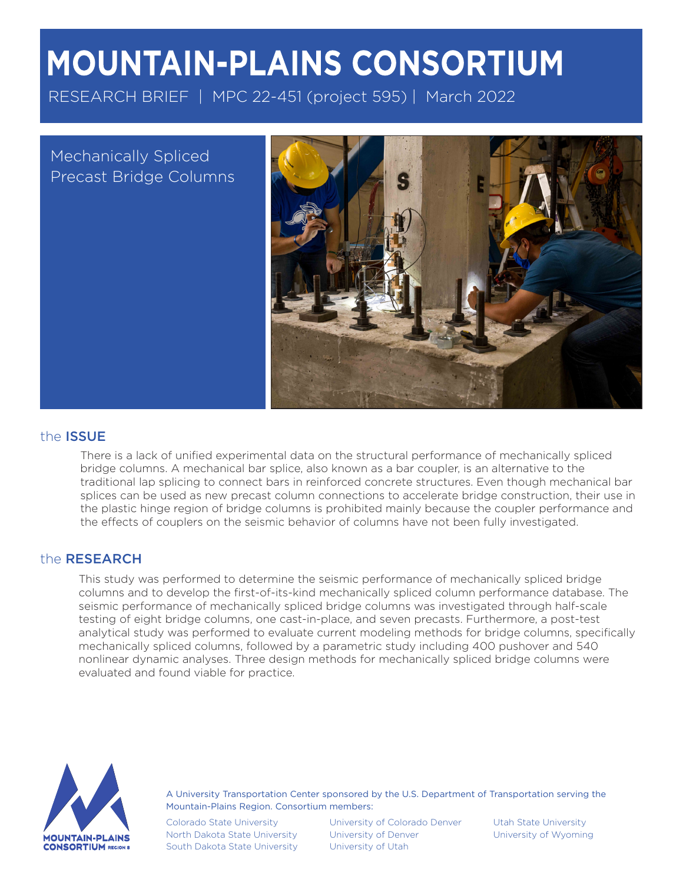# MOUNTAIN-PLAINS CONSORTIUM

RESEARCH BRIEF | MPC 22-451 (project 595) | March 2022

## Mechanically Spliced Precast Bridge Columns

## the ISSUE

There is a lack of unified experimental data on the structural performance of mechanically spliced bridge columns. A mechanical bar splice, also known as a bar coupler, is an alternative to the traditional lap splicing to connect bars in reinforced concrete structures. Even though mechanical bar splices can be used as new precast column connections to accelerate bridge construction, their use in the plastic hinge region of bridge columns is prohibited mainly because the coupler performance and the effects of couplers on the seismic behavior of columns have not been fully investigated.

## the RESEARCH

This study was performed to determine the seismic performance of mechanically spliced bridge columns and to develop the first-of-its-kind mechanically spliced column performance database. The seismic performance of mechanically spliced bridge columns was investigated through half-scale testing of eight bridge columns, one cast-in-place, and seven precasts. Furthermore, a post-test analytical study was performed to evaluate current modeling methods for bridge columns, specifically mechanically spliced columns, followed by a parametric study including 400 pushover and 540 nonlinear dynamic analyses. Three design methods for mechanically spliced bridge columns were evaluated and found viable for practice.

MOUNTAIN-PLAINS CONSORTIUM REGION 8

A University Transportation Center sponsored by the U.S. Department of Transportation serving the Mountain-Plains Region. Consortium members:

Colorado State University
North Dakota State University
South Dakota State University
University of Colorado Denver
University of Denver
University of Utah
Utah State University
University of Wyoming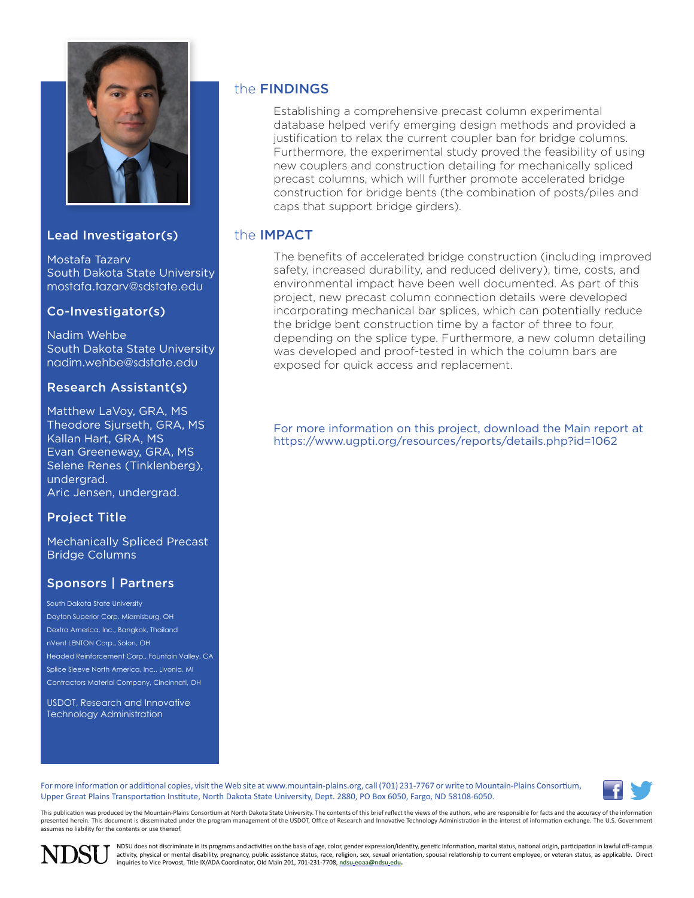### Lead Investigator(s)

Mostafa Tazarv
South Dakota State University
mostafa.tazarv@sdstate.edu

### Co-Investigator(s)

Nadim Wehbe
South Dakota State University
nadim.wehbe@sdstate.edu

### Research Assistant(s)

Matthew LaVoy, GRA, MS
Theodore Sjurseth, GRA, MS
Kallan Hart, GRA, MS
Evan Greeneway, GRA, MS
Selene Renes (Tinklenberg), undergrad.
Aric Jensen, undergrad.

### Project Title

Mechanically Spliced Precast Bridge Columns

### Sponsors | Partners

South Dakota State University
Dayton Superior Corp. Miamisburg, OH
Dextra America, Inc., Bangkok, Thailand
nVent LENTON Corp., Solon, OH
Headed Reinforcement Corp., Fountain Valley, CA
Splice Sleeve North America, Inc., Livonia, MI
Contractors Material Company, Cincinnati, OH

USDOT, Research and Innovative Technology Administration

## the FINDINGS

Establishing a comprehensive precast column experimental database helped verify emerging design methods and provided a justification to relax the current coupler ban for bridge columns. Furthermore, the experimental study proved the feasibility of using new couplers and construction detailing for mechanically spliced precast columns, which will further promote accelerated bridge construction for bridge bents (the combination of posts/piles and caps that support bridge girders).

## the IMPACT

The benefits of accelerated bridge construction (including improved safety, increased durability, and reduced delivery), time, costs, and environmental impact have been well documented. As part of this project, new precast column connection details were developed incorporating mechanical bar splices, which can potentially reduce the bridge bent construction time by a factor of three to four, depending on the splice type. Furthermore, a new column detailing was developed and proof-tested in which the column bars are exposed for quick access and replacement.

For more information on this project, download the Main report at https://www.ugpti.org/resources/reports/details.php?id=1062

For more information or additional copies, visit the Web site at www.mountain-plains.org, call (701) 231-7767 or write to Mountain-Plains Consortium, Upper Great Plains Transportation Institute, North Dakota State University, Dept. 2880, PO Box 6050, Fargo, ND 58108-6050.

This publication was produced by the Mountain-Plains Consortium at North Dakota State University. The contents of this brief reflect the views of the authors, who are responsible for facts and the accuracy of the information presented herein. This document is disseminated under the program management of the USDOT, Office of Research and Innovative Technology Administration in the interest of information exchange. The U.S. Government assumes no liability for the contents or use thereof.

NDSU

NDSU does not discriminate in its programs and activities on the basis of age, color, gender expression/identity, genetic information, marital status, national origin, participation in lawful off-campus activity, physical or mental disability, pregnancy, public assistance status, race, religion, sex, sexual orientation, spousal relationship to current employee, or veteran status, as applicable. Direct inquiries to Vice Provost, Title IX/ADA Coordinator, Old Main 201, 701-231-7708, ndsu.eoaa@ndsu.edu.